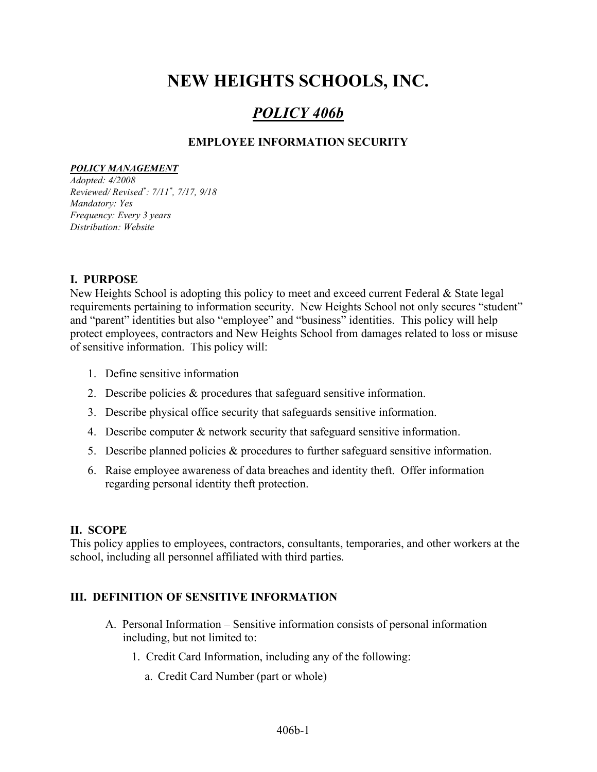# NEW HEIGHTS SCHOOLS, INC.

## *POLICY 406b*

### EMPLOYEE INFORMATION SECURITY

***POLICY MANAGEMENT***

*Adopted: 4/2008*
*Reviewed/ Revised*: 7/11*, 7/17, 9/18*
*Mandatory: Yes*
*Frequency: Every 3 years*
*Distribution: Website*

**I. PURPOSE**

New Heights School is adopting this policy to meet and exceed current Federal & State legal requirements pertaining to information security. New Heights School not only secures "student" and "parent" identities but also "employee" and "business" identities. This policy will help protect employees, contractors and New Heights School from damages related to loss or misuse of sensitive information. This policy will:

1. Define sensitive information
2. Describe policies & procedures that safeguard sensitive information.
3. Describe physical office security that safeguards sensitive information.
4. Describe computer & network security that safeguard sensitive information.
5. Describe planned policies & procedures to further safeguard sensitive information.
6. Raise employee awareness of data breaches and identity theft. Offer information regarding personal identity theft protection.

**II. SCOPE**

This policy applies to employees, contractors, consultants, temporaries, and other workers at the school, including all personnel affiliated with third parties.

**III. DEFINITION OF SENSITIVE INFORMATION**

A. Personal Information – Sensitive information consists of personal information including, but not limited to:

   1. Credit Card Information, including any of the following:

      a. Credit Card Number (part or whole)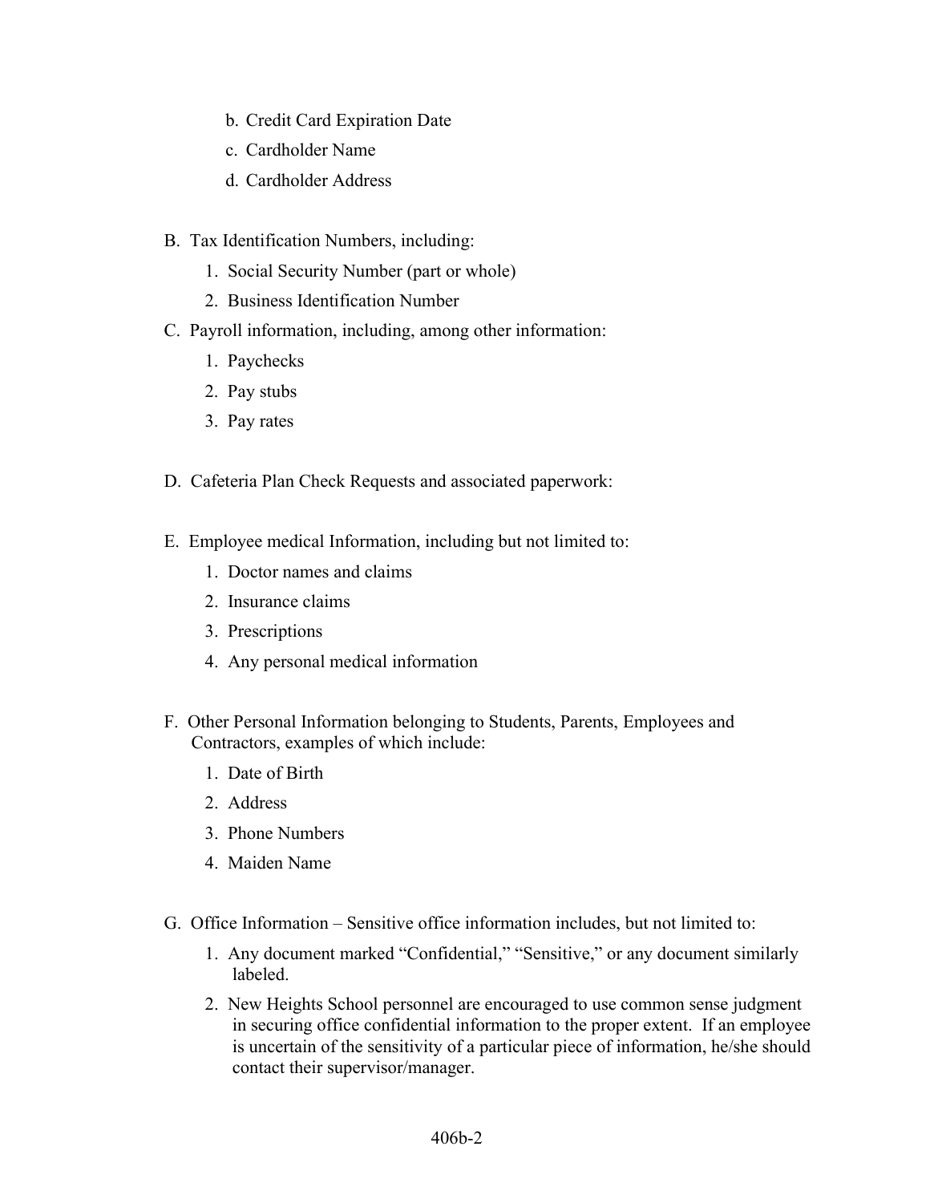b. Credit Card Expiration Date
   c. Cardholder Name
   d. Cardholder Address

B. Tax Identification Numbers, including:
   1. Social Security Number (part or whole)
   2. Business Identification Number

C. Payroll information, including, among other information:
   1. Paychecks
   2. Pay stubs
   3. Pay rates

D. Cafeteria Plan Check Requests and associated paperwork:

E. Employee medical Information, including but not limited to:
   1. Doctor names and claims
   2. Insurance claims
   3. Prescriptions
   4. Any personal medical information

F. Other Personal Information belonging to Students, Parents, Employees and Contractors, examples of which include:
   1. Date of Birth
   2. Address
   3. Phone Numbers
   4. Maiden Name

G. Office Information – Sensitive office information includes, but not limited to:
   1. Any document marked "Confidential," "Sensitive," or any document similarly labeled.
   2. New Heights School personnel are encouraged to use common sense judgment in securing office confidential information to the proper extent. If an employee is uncertain of the sensitivity of a particular piece of information, he/she should contact their supervisor/manager.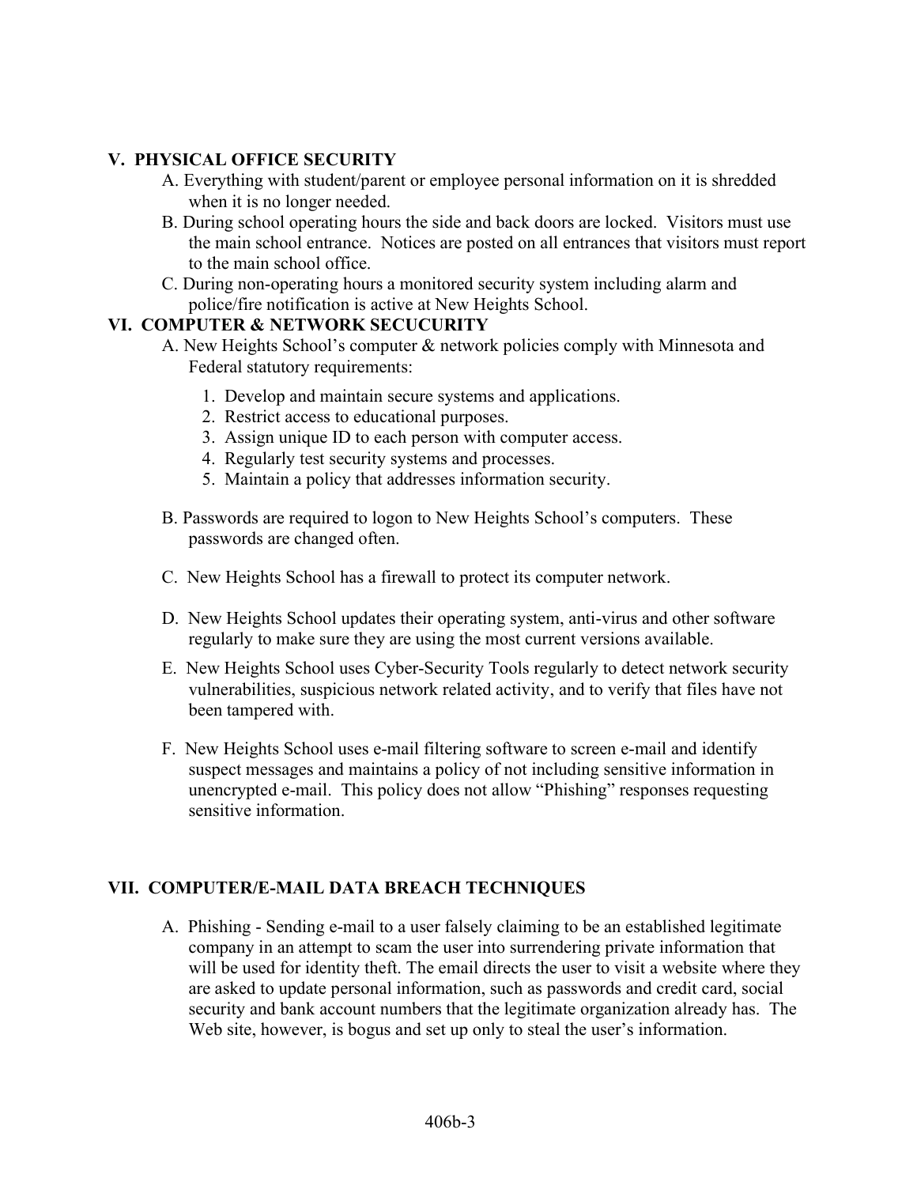## V. PHYSICAL OFFICE SECURITY

A. Everything with student/parent or employee personal information on it is shredded when it is no longer needed.

B. During school operating hours the side and back doors are locked. Visitors must use the main school entrance. Notices are posted on all entrances that visitors must report to the main school office.

C. During non-operating hours a monitored security system including alarm and police/fire notification is active at New Heights School.

## VI. COMPUTER & NETWORK SECUCURITY

A. New Heights School's computer & network policies comply with Minnesota and Federal statutory requirements:

1. Develop and maintain secure systems and applications.
2. Restrict access to educational purposes.
3. Assign unique ID to each person with computer access.
4. Regularly test security systems and processes.
5. Maintain a policy that addresses information security.

B. Passwords are required to logon to New Heights School's computers. These passwords are changed often.

C. New Heights School has a firewall to protect its computer network.

D. New Heights School updates their operating system, anti-virus and other software regularly to make sure they are using the most current versions available.

E. New Heights School uses Cyber-Security Tools regularly to detect network security vulnerabilities, suspicious network related activity, and to verify that files have not been tampered with.

F. New Heights School uses e-mail filtering software to screen e-mail and identify suspect messages and maintains a policy of not including sensitive information in unencrypted e-mail. This policy does not allow "Phishing" responses requesting sensitive information.

## VII. COMPUTER/E-MAIL DATA BREACH TECHNIQUES

A. Phishing - Sending e-mail to a user falsely claiming to be an established legitimate company in an attempt to scam the user into surrendering private information that will be used for identity theft. The email directs the user to visit a website where they are asked to update personal information, such as passwords and credit card, social security and bank account numbers that the legitimate organization already has. The Web site, however, is bogus and set up only to steal the user's information.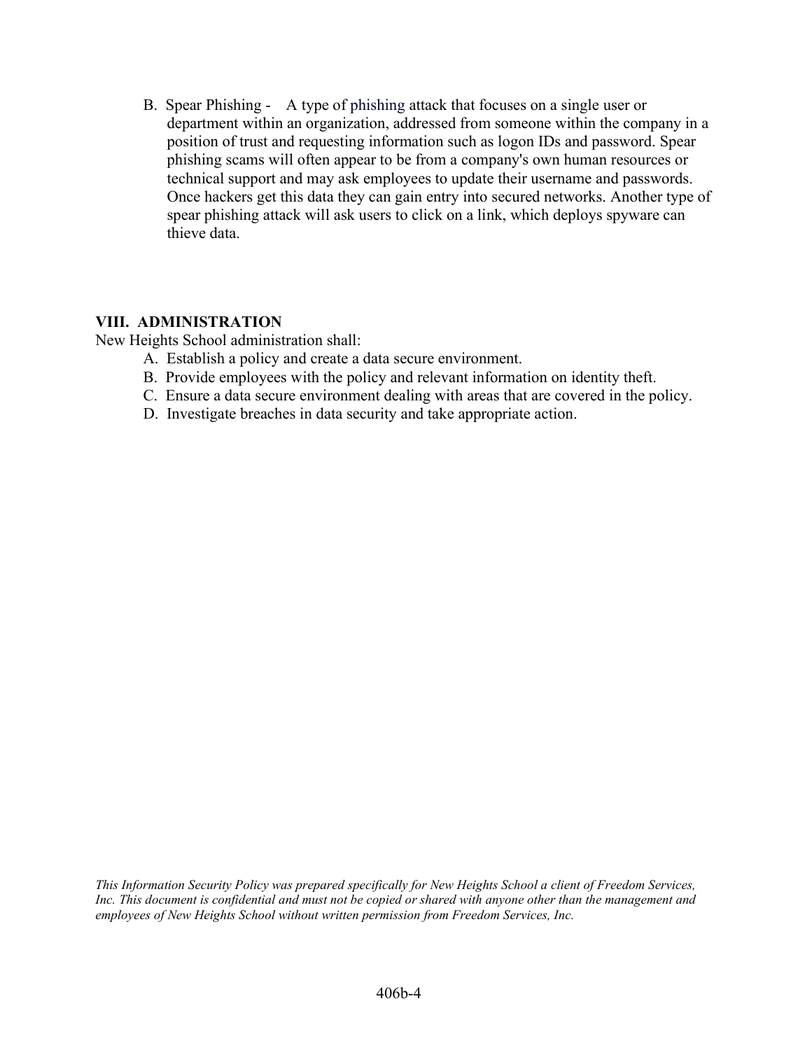B. Spear Phishing - A type of phishing attack that focuses on a single user or department within an organization, addressed from someone within the company in a position of trust and requesting information such as logon IDs and password. Spear phishing scams will often appear to be from a company's own human resources or technical support and may ask employees to update their username and passwords. Once hackers get this data they can gain entry into secured networks. Another type of spear phishing attack will ask users to click on a link, which deploys spyware can thieve data.

## VIII. ADMINISTRATION

New Heights School administration shall:

A. Establish a policy and create a data secure environment.
B. Provide employees with the policy and relevant information on identity theft.
C. Ensure a data secure environment dealing with areas that are covered in the policy.
D. Investigate breaches in data security and take appropriate action.

*This Information Security Policy was prepared specifically for New Heights School a client of Freedom Services, Inc. This document is confidential and must not be copied or shared with anyone other than the management and employees of New Heights School without written permission from Freedom Services, Inc.*